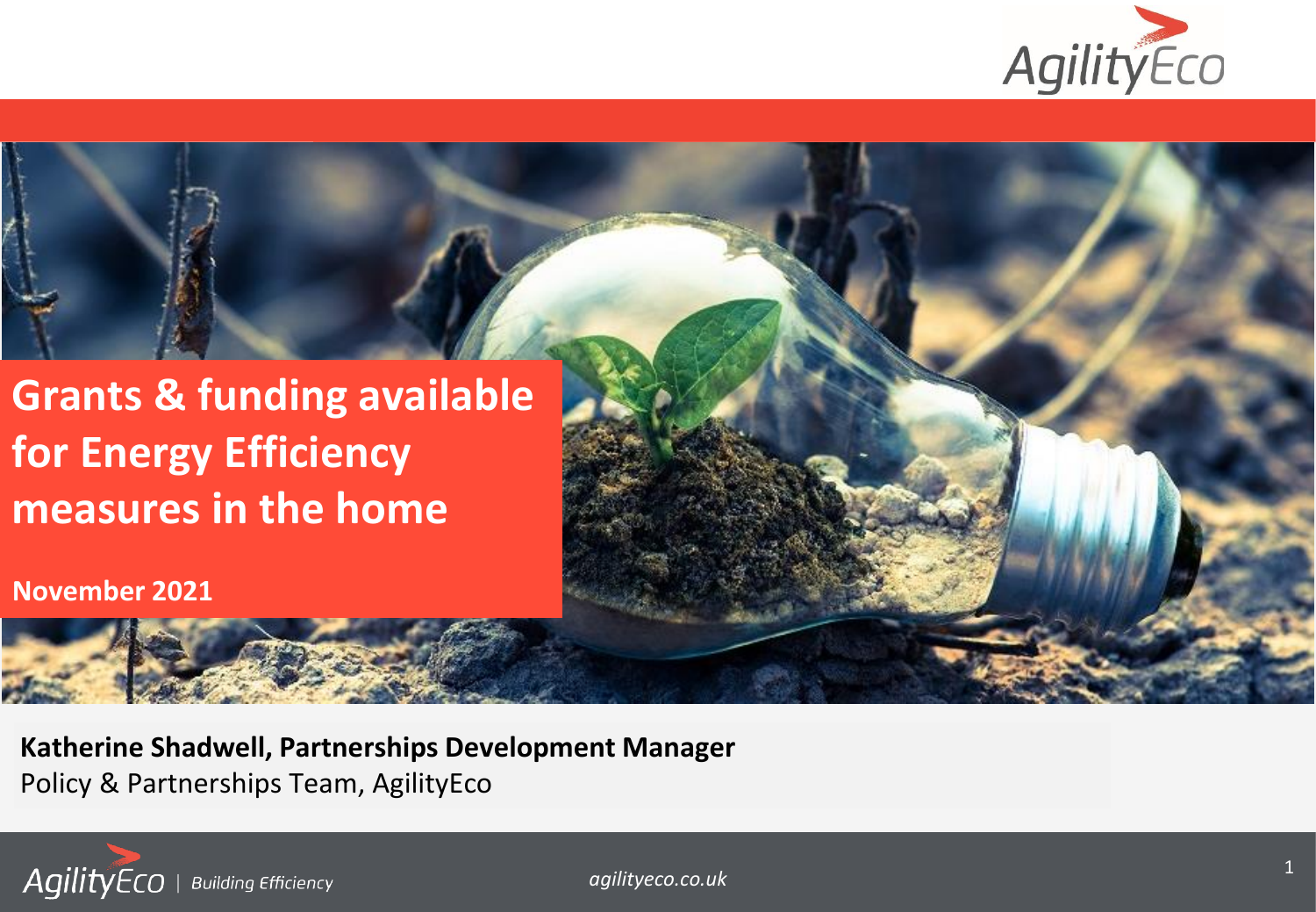# Grants & funding available for Energy Efficiency measures in the home

**November 2021**

**Katherine Shadwell, Partnerships Development Manager**
Policy & Partnerships Team, AgilityEco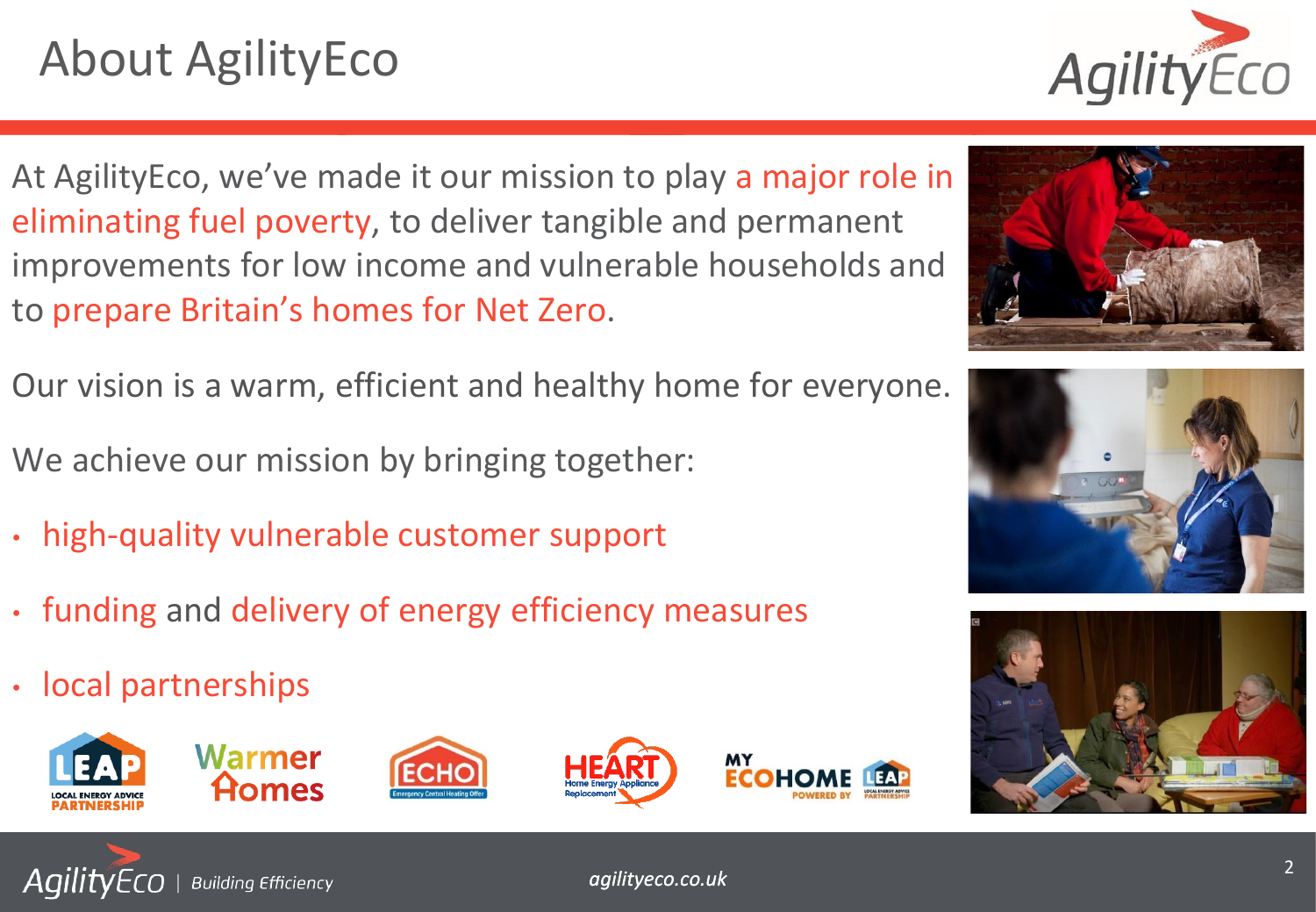# About AgilityEco

At AgilityEco, we've made it our mission to play a major role in eliminating fuel poverty, to deliver tangible and permanent improvements for low income and vulnerable households and to prepare Britain's homes for Net Zero.

Our vision is a warm, efficient and healthy home for everyone.

We achieve our mission by bringing together:

- high-quality vulnerable customer support
- funding and delivery of energy efficiency measures
- local partnerships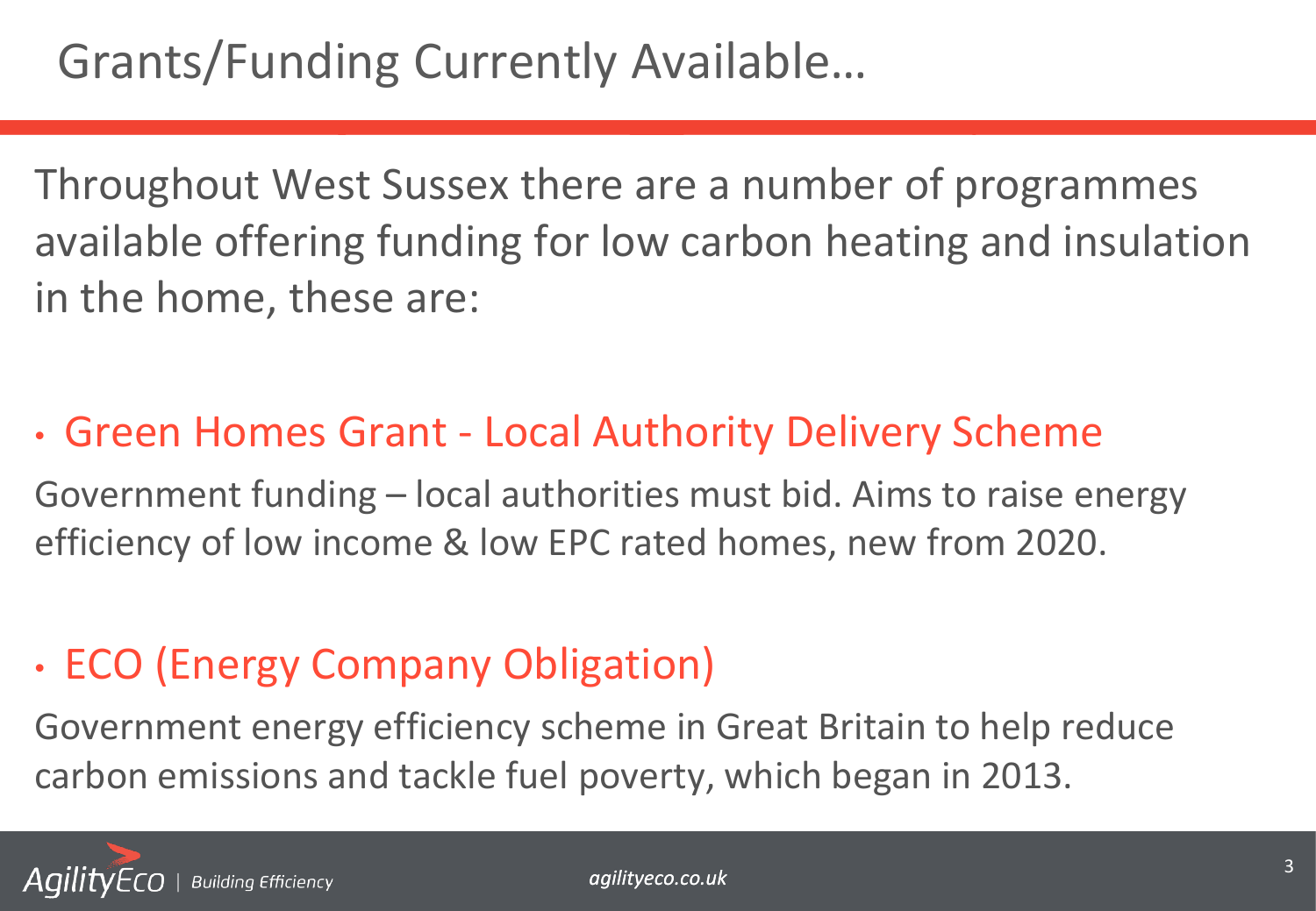# Grants/Funding Currently Available…

Throughout West Sussex there are a number of programmes available offering funding for low carbon heating and insulation in the home, these are:

- **Green Homes Grant - Local Authority Delivery Scheme**

Government funding – local authorities must bid. Aims to raise energy efficiency of low income & low EPC rated homes, new from 2020.

- **ECO (Energy Company Obligation)**

Government energy efficiency scheme in Great Britain to help reduce carbon emissions and tackle fuel poverty, which began in 2013.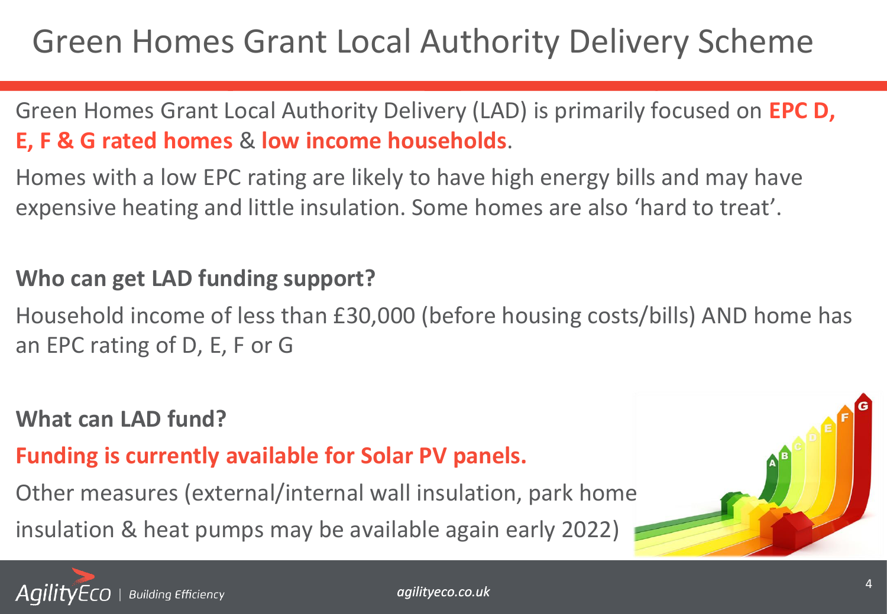# Green Homes Grant Local Authority Delivery Scheme

Green Homes Grant Local Authority Delivery (LAD) is primarily focused on **EPC D, E, F & G rated homes** & **low income households**.

Homes with a low EPC rating are likely to have high energy bills and may have expensive heating and little insulation. Some homes are also 'hard to treat'.

**Who can get LAD funding support?**

Household income of less than £30,000 (before housing costs/bills) AND home has an EPC rating of D, E, F or G

**What can LAD fund?**

**Funding is currently available for Solar PV panels.**

Other measures (external/internal wall insulation, park home insulation & heat pumps may be available again early 2022)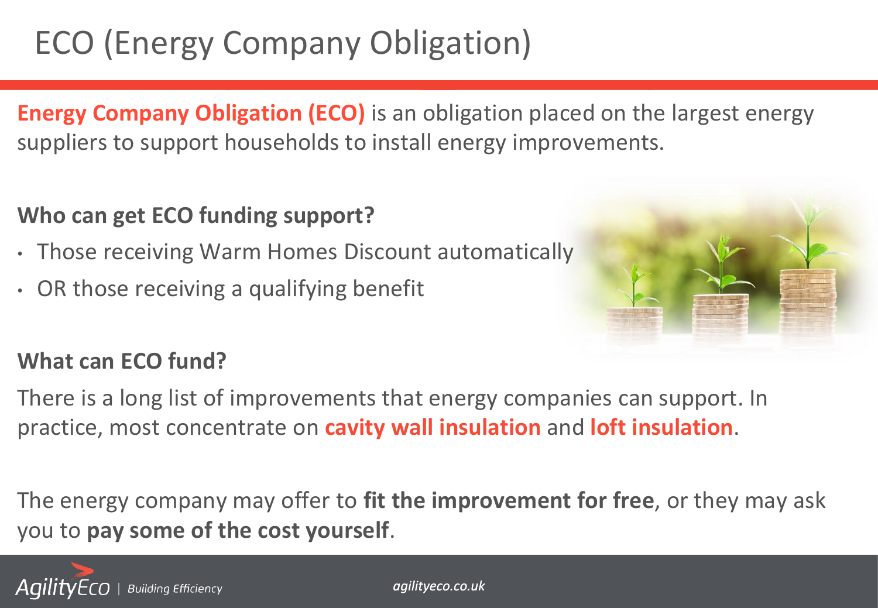# ECO (Energy Company Obligation)

**Energy Company Obligation (ECO)** is an obligation placed on the largest energy suppliers to support households to install energy improvements.

**Who can get ECO funding support?**

- Those receiving Warm Homes Discount automatically
- OR those receiving a qualifying benefit

**What can ECO fund?**

There is a long list of improvements that energy companies can support. In practice, most concentrate on **cavity wall insulation** and **loft insulation**.

The energy company may offer to **fit the improvement for free**, or they may ask you to **pay some of the cost yourself**.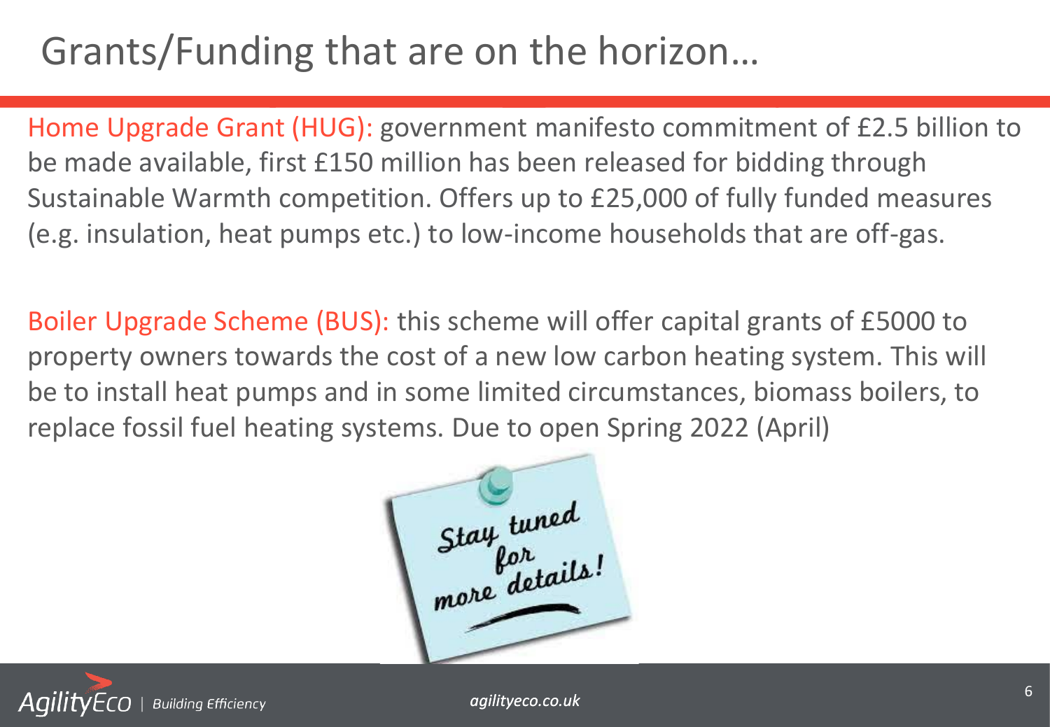# Grants/Funding that are on the horizon…

Home Upgrade Grant (HUG): government manifesto commitment of £2.5 billion to be made available, first £150 million has been released for bidding through Sustainable Warmth competition. Offers up to £25,000 of fully funded measures (e.g. insulation, heat pumps etc.) to low-income households that are off-gas.

Boiler Upgrade Scheme (BUS): this scheme will offer capital grants of £5000 to property owners towards the cost of a new low carbon heating system. This will be to install heat pumps and in some limited circumstances, biomass boilers, to replace fossil fuel heating systems. Due to open Spring 2022 (April)

Stay tuned for more details!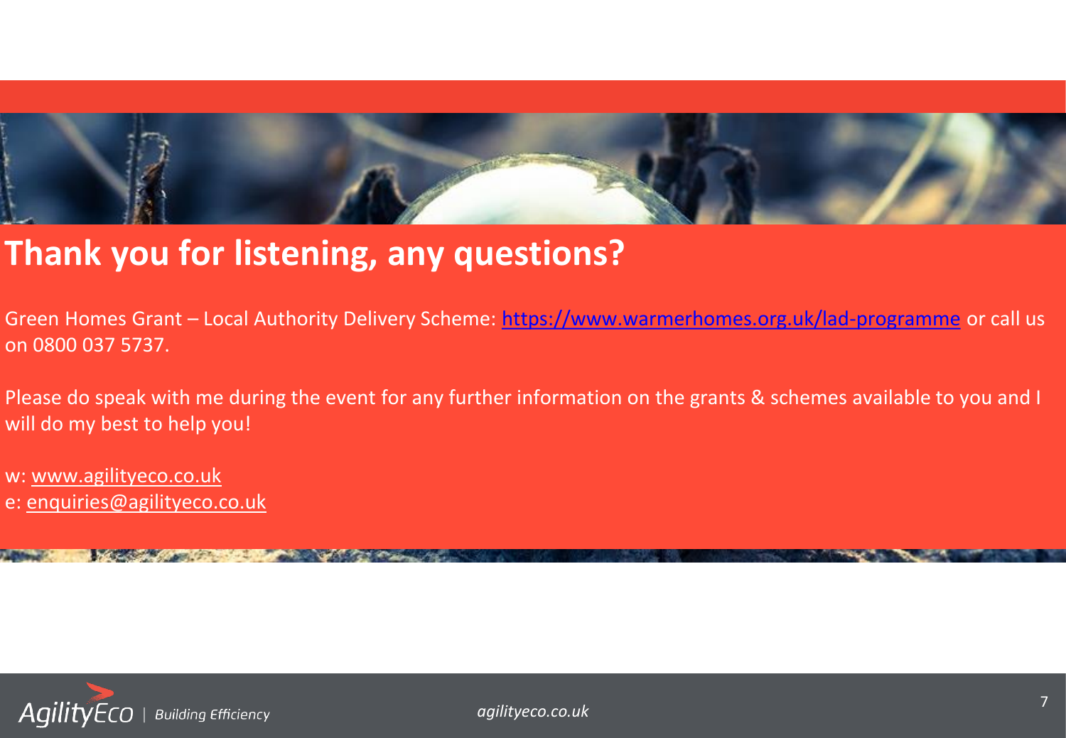# Thank you for listening, any questions?

Green Homes Grant – Local Authority Delivery Scheme: https://www.warmerhomes.org.uk/lad-programme or call us on 0800 037 5737.

Please do speak with me during the event for any further information on the grants & schemes available to you and I will do my best to help you!

w: www.agilityeco.co.uk
e: enquiries@agilityeco.co.uk